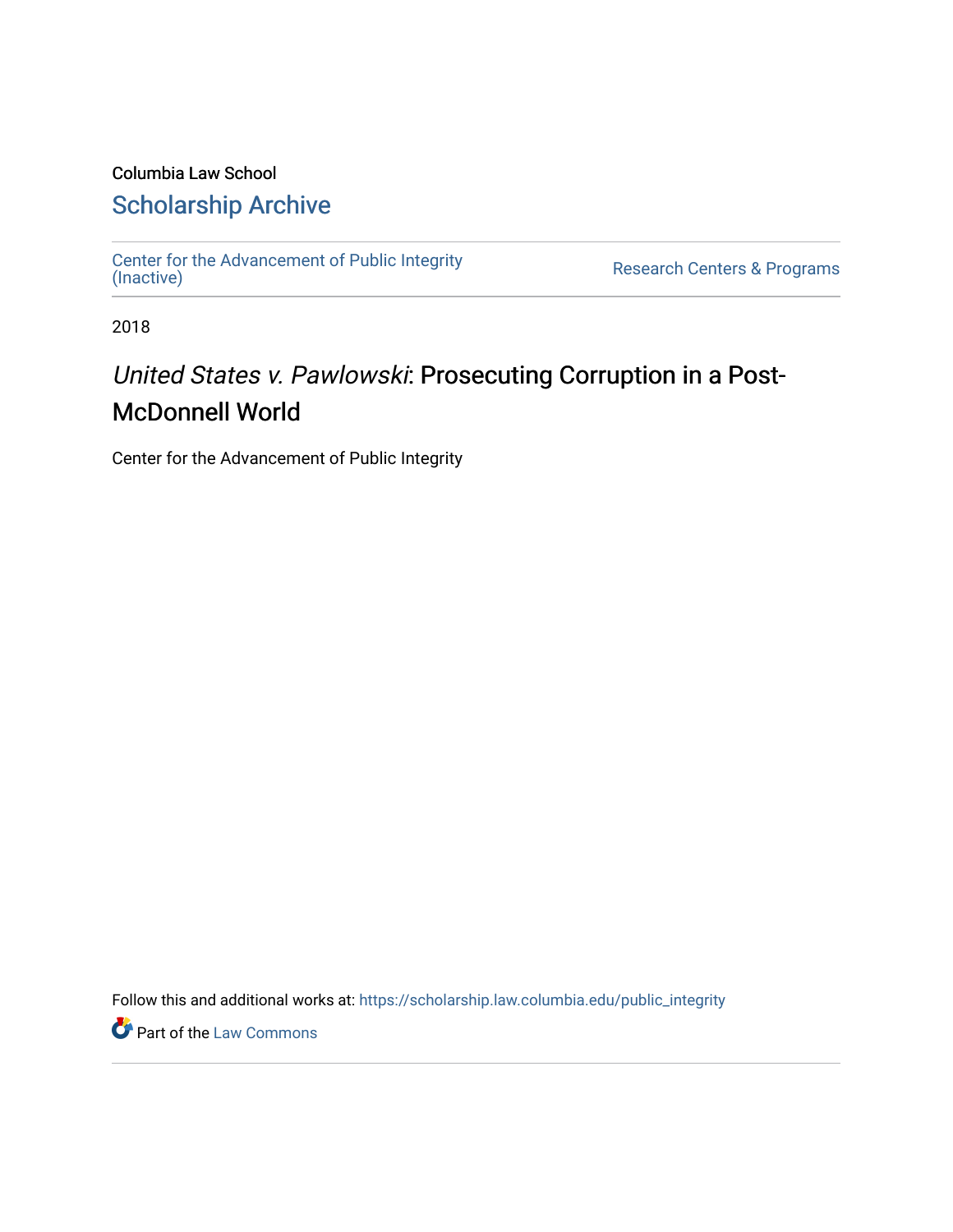Columbia Law School

# Scholarship Archive

Center for the Advancement of Public Integrity (Inactive)

Research Centers & Programs

2018

# *United States v. Pawlowski*: Prosecuting Corruption in a Post-McDonnell World

Center for the Advancement of Public Integrity

Follow this and additional works at: https://scholarship.law.columbia.edu/public_integrity

Part of the Law Commons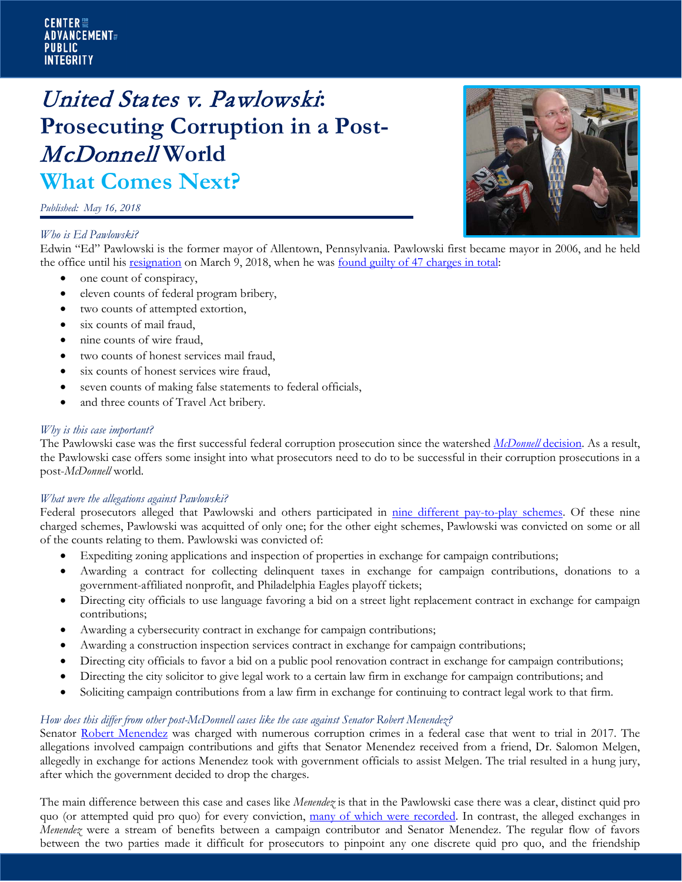CENTER FOR THE ADVANCEMENT OF PUBLIC INTEGRITY

# *United States v. Pawlowski*: Prosecuting Corruption in a Post-*McDonnell* World

## What Comes Next?

*Published: May 16, 2018*

### *Who is Ed Pawlowski?*

Edwin "Ed" Pawlowski is the former mayor of Allentown, Pennsylvania. Pawlowski first became mayor in 2006, and he held the office until his resignation on March 9, 2018, when he was found guilty of 47 charges in total:

- one count of conspiracy,
- eleven counts of federal program bribery,
- two counts of attempted extortion,
- six counts of mail fraud,
- nine counts of wire fraud,
- two counts of honest services mail fraud,
- six counts of honest services wire fraud,
- seven counts of making false statements to federal officials,
- and three counts of Travel Act bribery.

### *Why is this case important?*

The Pawlowski case was the first successful federal corruption prosecution since the watershed *McDonnell* decision. As a result, the Pawlowski case offers some insight into what prosecutors need to do to be successful in their corruption prosecutions in a post-*McDonnell* world.

### *What were the allegations against Pawlowski?*

Federal prosecutors alleged that Pawlowski and others participated in nine different pay-to-play schemes. Of these nine charged schemes, Pawlowski was acquitted of only one; for the other eight schemes, Pawlowski was convicted on some or all of the counts relating to them. Pawlowski was convicted of:

- Expediting zoning applications and inspection of properties in exchange for campaign contributions;
- Awarding a contract for collecting delinquent taxes in exchange for campaign contributions, donations to a government-affiliated nonprofit, and Philadelphia Eagles playoff tickets;
- Directing city officials to use language favoring a bid on a street light replacement contract in exchange for campaign contributions;
- Awarding a cybersecurity contract in exchange for campaign contributions;
- Awarding a construction inspection services contract in exchange for campaign contributions;
- Directing city officials to favor a bid on a public pool renovation contract in exchange for campaign contributions;
- Directing the city solicitor to give legal work to a certain law firm in exchange for campaign contributions; and
- Soliciting campaign contributions from a law firm in exchange for continuing to contract legal work to that firm.

### *How does this differ from other post-McDonnell cases like the case against Senator Robert Menendez?*

Senator Robert Menendez was charged with numerous corruption crimes in a federal case that went to trial in 2017. The allegations involved campaign contributions and gifts that Senator Menendez received from a friend, Dr. Salomon Melgen, allegedly in exchange for actions Menendez took with government officials to assist Melgen. The trial resulted in a hung jury, after which the government decided to drop the charges.

The main difference between this case and cases like *Menendez* is that in the Pawlowski case there was a clear, distinct quid pro quo (or attempted quid pro quo) for every conviction, many of which were recorded. In contrast, the alleged exchanges in *Menendez* were a stream of benefits between a campaign contributor and Senator Menendez. The regular flow of favors between the two parties made it difficult for prosecutors to pinpoint any one discrete quid pro quo, and the friendship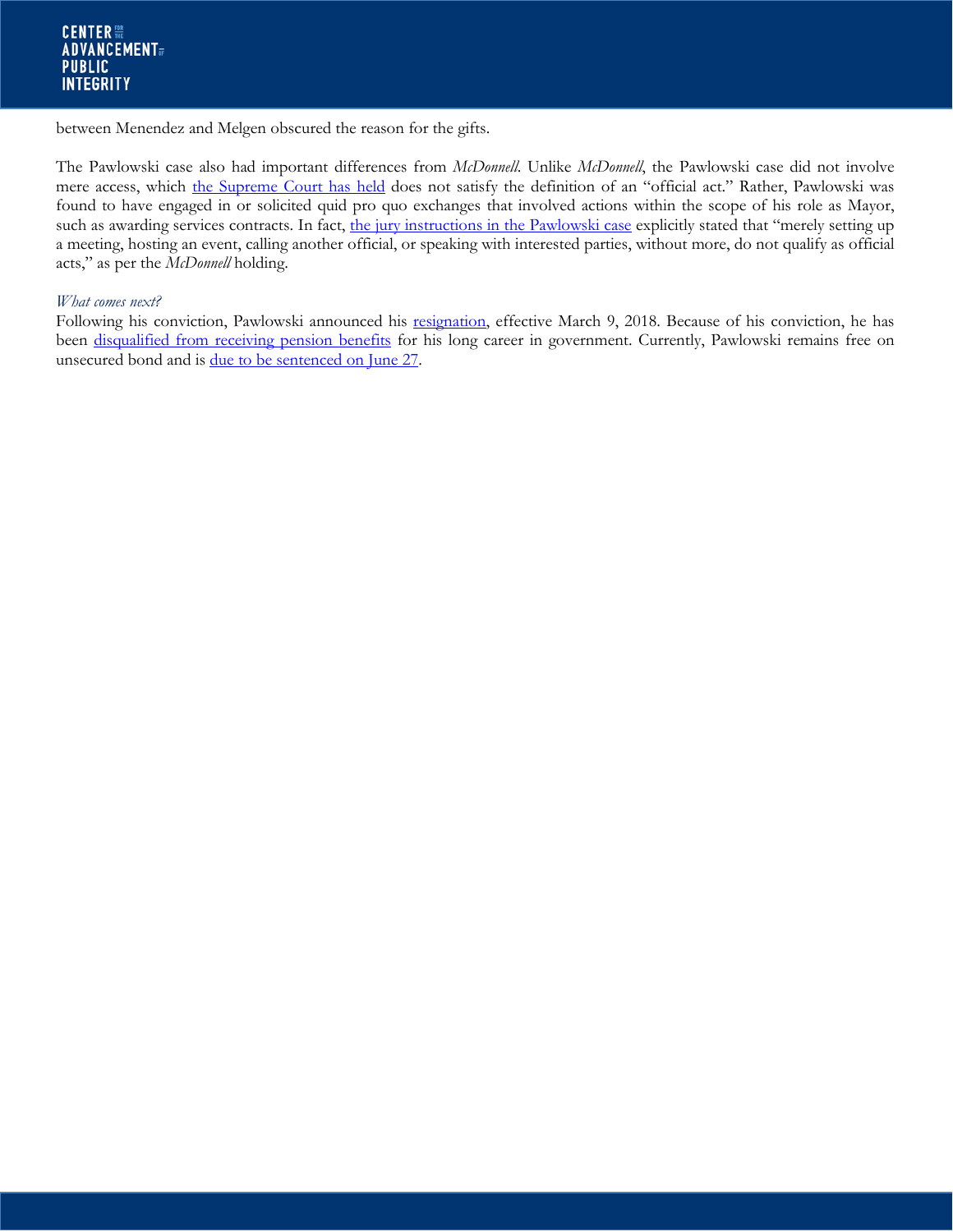between Menendez and Melgen obscured the reason for the gifts.

The Pawlowski case also had important differences from *McDonnell*. Unlike *McDonnell*, the Pawlowski case did not involve mere access, which the Supreme Court has held does not satisfy the definition of an "official act." Rather, Pawlowski was found to have engaged in or solicited quid pro quo exchanges that involved actions within the scope of his role as Mayor, such as awarding services contracts. In fact, the jury instructions in the Pawlowski case explicitly stated that "merely setting up a meeting, hosting an event, calling another official, or speaking with interested parties, without more, do not qualify as official acts," as per the *McDonnell* holding.

### *What comes next?*

Following his conviction, Pawlowski announced his resignation, effective March 9, 2018. Because of his conviction, he has been disqualified from receiving pension benefits for his long career in government. Currently, Pawlowski remains free on unsecured bond and is due to be sentenced on June 27.